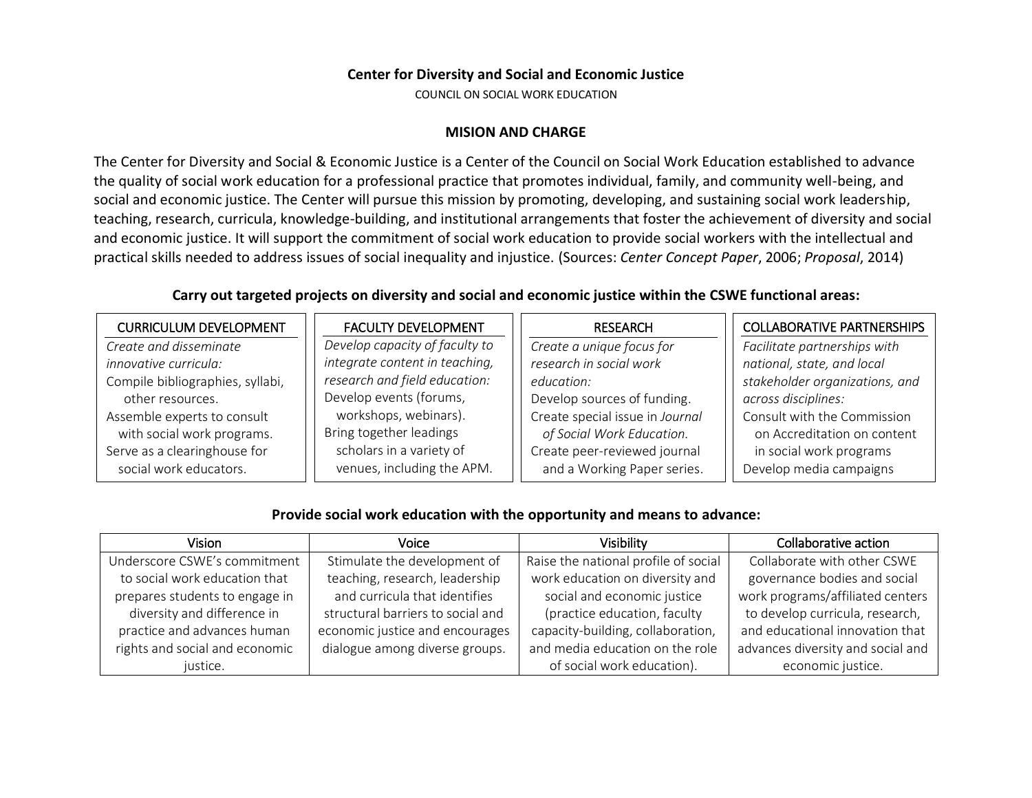**Center for Diversity and Social and Economic Justice**

COUNCIL ON SOCIAL WORK EDUCATION

## MISION AND CHARGE

The Center for Diversity and Social & Economic Justice is a Center of the Council on Social Work Education established to advance the quality of social work education for a professional practice that promotes individual, family, and community well-being, and social and economic justice. The Center will pursue this mission by promoting, developing, and sustaining social work leadership, teaching, research, curricula, knowledge-building, and institutional arrangements that foster the achievement of diversity and social and economic justice. It will support the commitment of social work education to provide social workers with the intellectual and practical skills needed to address issues of social inequality and injustice. (Sources: *Center Concept Paper*, 2006; *Proposal*, 2014)

### Carry out targeted projects on diversity and social and economic justice within the CSWE functional areas:

| CURRICULUM DEVELOPMENT | FACULTY DEVELOPMENT | RESEARCH | COLLABORATIVE PARTNERSHIPS |
|---|---|---|---|
| *Create and disseminate innovative curricula:*<br>Compile bibliographies, syllabi, other resources.<br>Assemble experts to consult with social work programs.<br>Serve as a clearinghouse for social work educators. | *Develop capacity of faculty to integrate content in teaching, research and field education:*<br>Develop events (forums, workshops, webinars).<br>Bring together leadings scholars in a variety of venues, including the APM. | *Create a unique focus for research in social work education:*<br>Develop sources of funding.<br>Create special issue in *Journal of Social Work Education.*<br>Create peer-reviewed journal and a Working Paper series. | *Facilitate partnerships with national, state, and local stakeholder organizations, and across disciplines:*<br>Consult with the Commission on Accreditation on content in social work programs<br>Develop media campaigns |

### Provide social work education with the opportunity and means to advance:

| Vision | Voice | Visibility | Collaborative action |
|---|---|---|---|
| Underscore CSWE's commitment to social work education that prepares students to engage in diversity and difference in practice and advances human rights and social and economic justice. | Stimulate the development of teaching, research, leadership and curricula that identifies structural barriers to social and economic justice and encourages dialogue among diverse groups. | Raise the national profile of social work education on diversity and social and economic justice (practice education, faculty capacity-building, collaboration, and media education on the role of social work education). | Collaborate with other CSWE governance bodies and social work programs/affiliated centers to develop curricula, research, and educational innovation that advances diversity and social and economic justice. |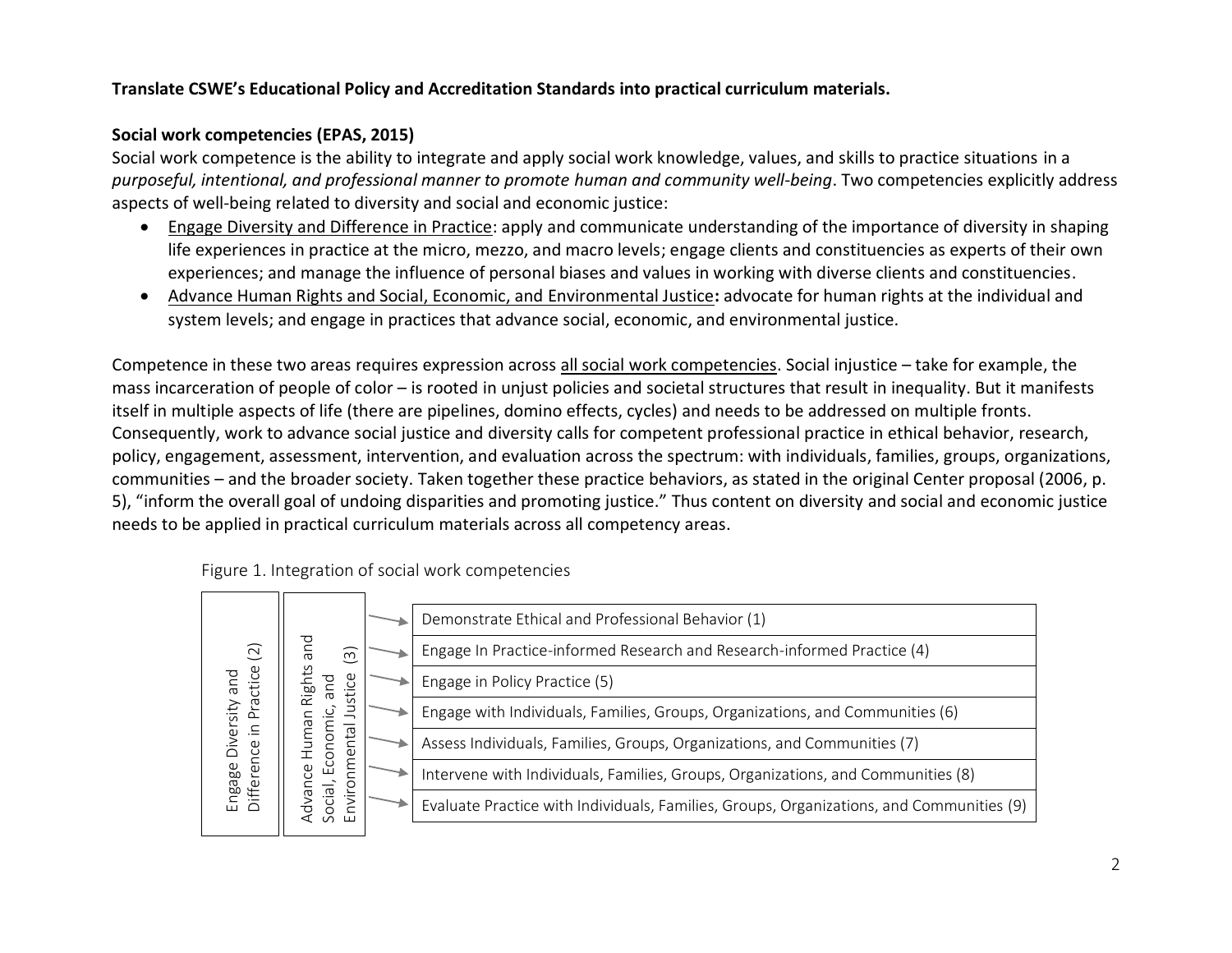**Translate CSWE's Educational Policy and Accreditation Standards into practical curriculum materials.**

**Social work competencies (EPAS, 2015)**

Social work competence is the ability to integrate and apply social work knowledge, values, and skills to practice situations in a *purposeful, intentional, and professional manner to promote human and community well-being*. Two competencies explicitly address aspects of well-being related to diversity and social and economic justice:

- Engage Diversity and Difference in Practice: apply and communicate understanding of the importance of diversity in shaping life experiences in practice at the micro, mezzo, and macro levels; engage clients and constituencies as experts of their own experiences; and manage the influence of personal biases and values in working with diverse clients and constituencies.
- Advance Human Rights and Social, Economic, and Environmental Justice**:** advocate for human rights at the individual and system levels; and engage in practices that advance social, economic, and environmental justice.

Competence in these two areas requires expression across all social work competencies. Social injustice – take for example, the mass incarceration of people of color – is rooted in unjust policies and societal structures that result in inequality. But it manifests itself in multiple aspects of life (there are pipelines, domino effects, cycles) and needs to be addressed on multiple fronts. Consequently, work to advance social justice and diversity calls for competent professional practice in ethical behavior, research, policy, engagement, assessment, intervention, and evaluation across the spectrum: with individuals, families, groups, organizations, communities – and the broader society. Taken together these practice behaviors, as stated in the original Center proposal (2006, p. 5), "inform the overall goal of undoing disparities and promoting justice." Thus content on diversity and social and economic justice needs to be applied in practical curriculum materials across all competency areas.

Figure 1. Integration of social work competencies

Engage Diversity and Difference in Practice (2)

Advance Human Rights and Social, Economic, and Environmental Justice (3)

Demonstrate Ethical and Professional Behavior (1)

Engage In Practice-informed Research and Research-informed Practice (4)

Engage in Policy Practice (5)

Engage with Individuals, Families, Groups, Organizations, and Communities (6)

Assess Individuals, Families, Groups, Organizations, and Communities (7)

Intervene with Individuals, Families, Groups, Organizations, and Communities (8)

Evaluate Practice with Individuals, Families, Groups, Organizations, and Communities (9)